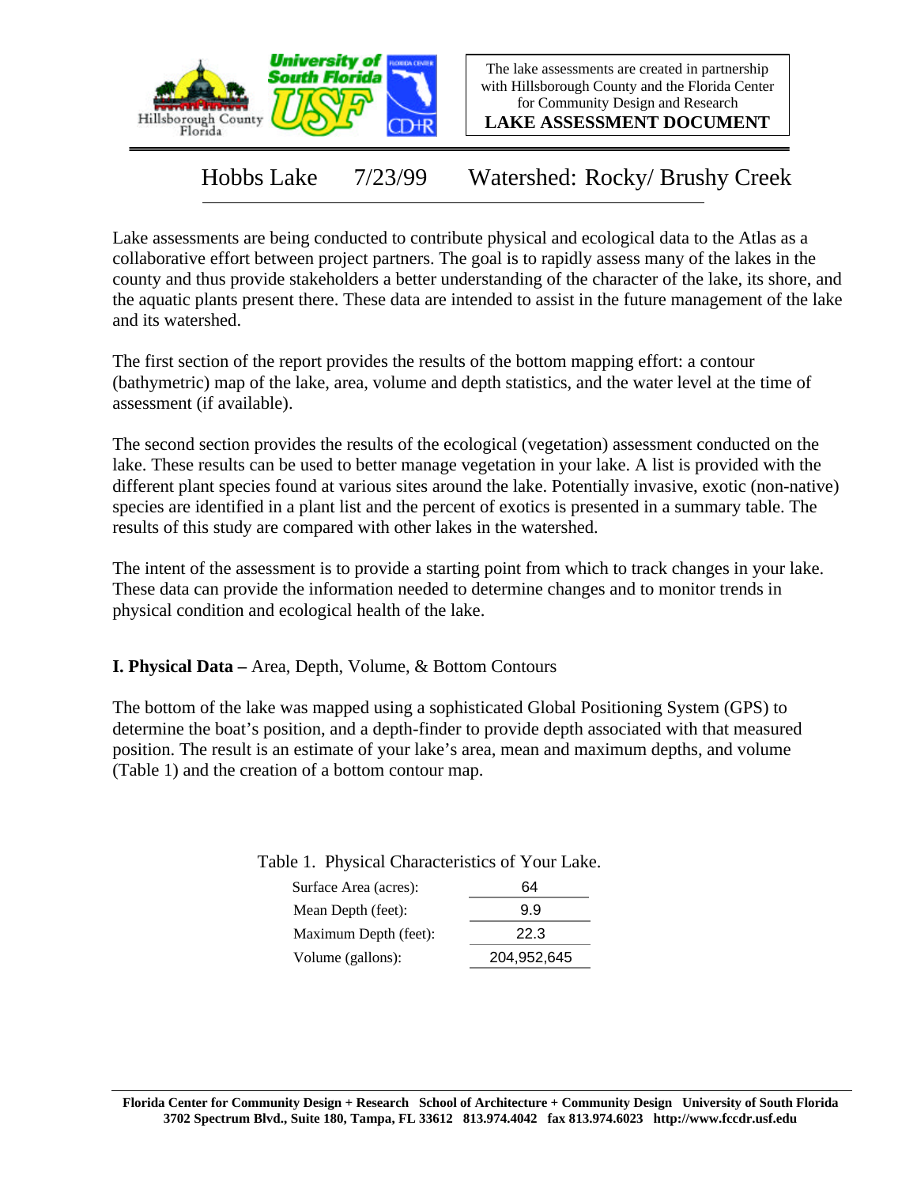The lake assessments are created in partnership with Hillsborough County and the Florida Center for Community Design and Research

**LAKE ASSESSMENT DOCUMENT**

# Hobbs Lake 7/23/99 Watershed: Rocky/ Brushy Creek

Lake assessments are being conducted to contribute physical and ecological data to the Atlas as a collaborative effort between project partners. The goal is to rapidly assess many of the lakes in the county and thus provide stakeholders a better understanding of the character of the lake, its shore, and the aquatic plants present there. These data are intended to assist in the future management of the lake and its watershed.

The first section of the report provides the results of the bottom mapping effort: a contour (bathymetric) map of the lake, area, volume and depth statistics, and the water level at the time of assessment (if available).

The second section provides the results of the ecological (vegetation) assessment conducted on the lake. These results can be used to better manage vegetation in your lake. A list is provided with the different plant species found at various sites around the lake. Potentially invasive, exotic (non-native) species are identified in a plant list and the percent of exotics is presented in a summary table. The results of this study are compared with other lakes in the watershed.

The intent of the assessment is to provide a starting point from which to track changes in your lake. These data can provide the information needed to determine changes and to monitor trends in physical condition and ecological health of the lake.

## I. Physical Data – Area, Depth, Volume, & Bottom Contours

The bottom of the lake was mapped using a sophisticated Global Positioning System (GPS) to determine the boat's position, and a depth-finder to provide depth associated with that measured position. The result is an estimate of your lake's area, mean and maximum depths, and volume (Table 1) and the creation of a bottom contour map.

Table 1. Physical Characteristics of Your Lake.

| | |
|---|---|
| Surface Area (acres): | 64 |
| Mean Depth (feet): | 9.9 |
| Maximum Depth (feet): | 22.3 |
| Volume (gallons): | 204,952,645 |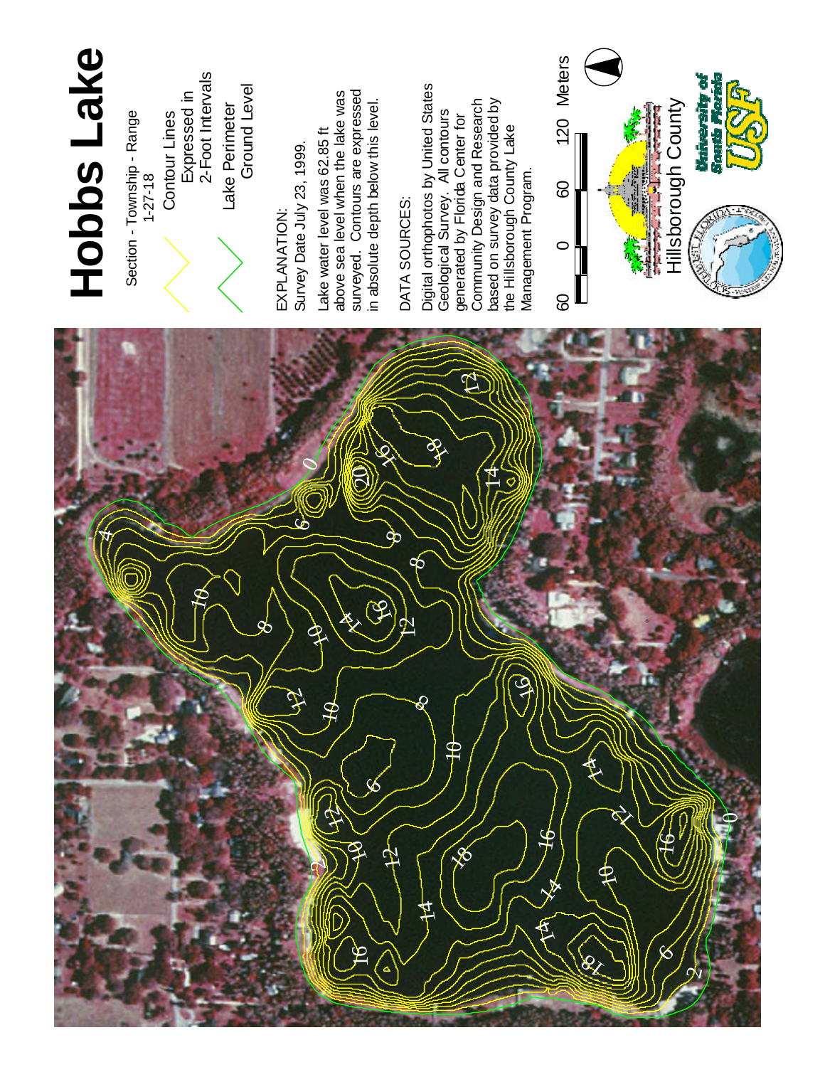# Hobbs Lake

Section - Township - Range
1-27-18

Contour Lines Expressed in 2-Foot Intervals

Lake Perimeter Ground Level

EXPLANATION:
Survey Date July 23, 1999.

Lake water level was 62.85 ft above sea level when the lake was surveyed. Contours are expressed in absolute depth below this level.

DATA SOURCES:

Digital orthophotos by United States Geological Survey. All contours generated by Florida Center for Community Design and Research based on survey data provided by the Hillsborough County Lake Management Program.

60 0 60 120 Meters

Hillsborough County

University of South Florida USF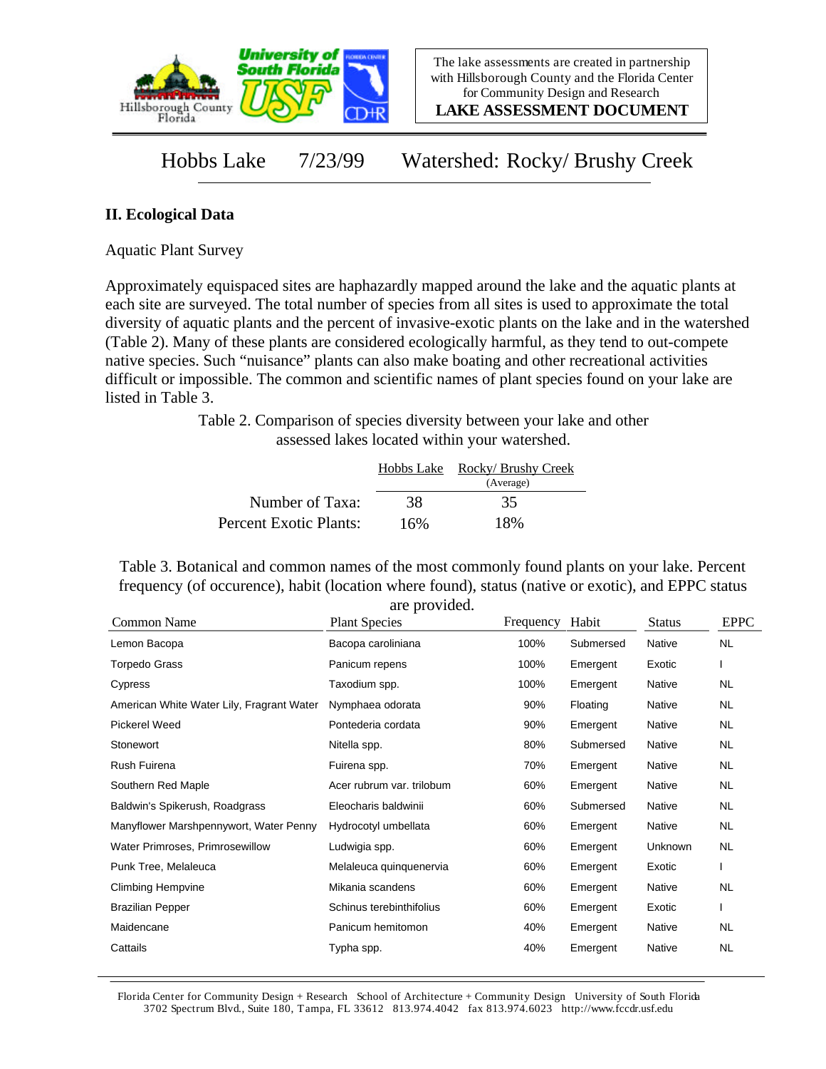The lake assessments are created in partnership with Hillsborough County and the Florida Center for Community Design and Research

**LAKE ASSESSMENT DOCUMENT**

# Hobbs Lake 7/23/99 Watershed: Rocky/ Brushy Creek

## II. Ecological Data

Aquatic Plant Survey

Approximately equispaced sites are haphazardly mapped around the lake and the aquatic plants at each site are surveyed. The total number of species from all sites is used to approximate the total diversity of aquatic plants and the percent of invasive-exotic plants on the lake and in the watershed (Table 2). Many of these plants are considered ecologically harmful, as they tend to out-compete native species. Such "nuisance" plants can also make boating and other recreational activities difficult or impossible. The common and scientific names of plant species found on your lake are listed in Table 3.

Table 2. Comparison of species diversity between your lake and other assessed lakes located within your watershed.

| | Hobbs Lake | Rocky/ Brushy Creek (Average) |
|---|---|---|
| Number of Taxa: | 38 | 35 |
| Percent Exotic Plants: | 16% | 18% |

Table 3. Botanical and common names of the most commonly found plants on your lake. Percent frequency (of occurence), habit (location where found), status (native or exotic), and EPPC status are provided.

| Common Name | Plant Species | Frequency | Habit | Status | EPPC |
|---|---|---|---|---|---|
| Lemon Bacopa | Bacopa caroliniana | 100% | Submersed | Native | NL |
| Torpedo Grass | Panicum repens | 100% | Emergent | Exotic | I |
| Cypress | Taxodium spp. | 100% | Emergent | Native | NL |
| American White Water Lily, Fragrant Water | Nymphaea odorata | 90% | Floating | Native | NL |
| Pickerel Weed | Pontederia cordata | 90% | Emergent | Native | NL |
| Stonewort | Nitella spp. | 80% | Submersed | Native | NL |
| Rush Fuirena | Fuirena spp. | 70% | Emergent | Native | NL |
| Southern Red Maple | Acer rubrum var. trilobum | 60% | Emergent | Native | NL |
| Baldwin's Spikerush, Roadgrass | Eleocharis baldwinii | 60% | Submersed | Native | NL |
| Manyflower Marshpennywort, Water Penny | Hydrocotyl umbellata | 60% | Emergent | Native | NL |
| Water Primroses, Primrosewillow | Ludwigia spp. | 60% | Emergent | Unknown | NL |
| Punk Tree, Melaleuca | Melaleuca quinquenervia | 60% | Emergent | Exotic | I |
| Climbing Hempvine | Mikania scandens | 60% | Emergent | Native | NL |
| Brazilian Pepper | Schinus terebinthifolius | 60% | Emergent | Exotic | I |
| Maidencane | Panicum hemitomon | 40% | Emergent | Native | NL |
| Cattails | Typha spp. | 40% | Emergent | Native | NL |

Florida Center for Community Design + Research School of Architecture + Community Design University of South Florida
3702 Spectrum Blvd., Suite 180, Tampa, FL 33612 813.974.4042 fax 813.974.6023 http://www.fccdr.usf.edu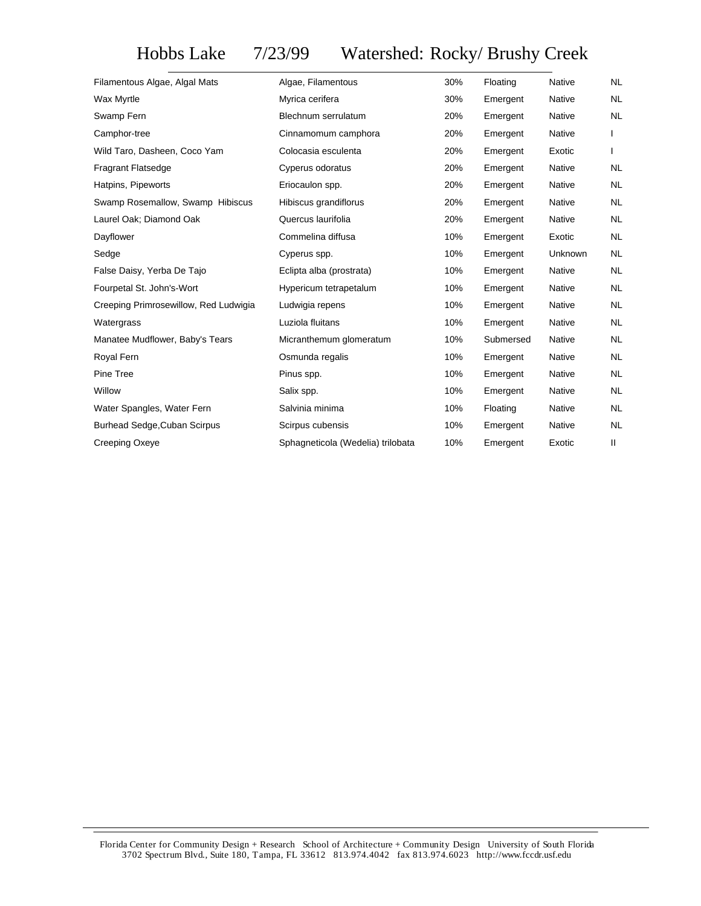# Hobbs Lake 7/23/99 Watershed: Rocky/ Brushy Creek

| | | | | | |
|---|---|---|---|---|---|
| Filamentous Algae, Algal Mats | Algae, Filamentous | 30% | Floating | Native | NL |
| Wax Myrtle | Myrica cerifera | 30% | Emergent | Native | NL |
| Swamp Fern | Blechnum serrulatum | 20% | Emergent | Native | NL |
| Camphor-tree | Cinnamomum camphora | 20% | Emergent | Native | I |
| Wild Taro, Dasheen, Coco Yam | Colocasia esculenta | 20% | Emergent | Exotic | I |
| Fragrant Flatsedge | Cyperus odoratus | 20% | Emergent | Native | NL |
| Hatpins, Pipeworts | Eriocaulon spp. | 20% | Emergent | Native | NL |
| Swamp Rosemallow, Swamp Hibiscus | Hibiscus grandiflorus | 20% | Emergent | Native | NL |
| Laurel Oak; Diamond Oak | Quercus laurifolia | 20% | Emergent | Native | NL |
| Dayflower | Commelina diffusa | 10% | Emergent | Exotic | NL |
| Sedge | Cyperus spp. | 10% | Emergent | Unknown | NL |
| False Daisy, Yerba De Tajo | Eclipta alba (prostrata) | 10% | Emergent | Native | NL |
| Fourpetal St. John's-Wort | Hypericum tetrapetalum | 10% | Emergent | Native | NL |
| Creeping Primrosewillow, Red Ludwigia | Ludwigia repens | 10% | Emergent | Native | NL |
| Watergrass | Luziola fluitans | 10% | Emergent | Native | NL |
| Manatee Mudflower, Baby's Tears | Micranthemum glomeratum | 10% | Submersed | Native | NL |
| Royal Fern | Osmunda regalis | 10% | Emergent | Native | NL |
| Pine Tree | Pinus spp. | 10% | Emergent | Native | NL |
| Willow | Salix spp. | 10% | Emergent | Native | NL |
| Water Spangles, Water Fern | Salvinia minima | 10% | Floating | Native | NL |
| Burhead Sedge,Cuban Scirpus | Scirpus cubensis | 10% | Emergent | Native | NL |
| Creeping Oxeye | Sphagneticola (Wedelia) trilobata | 10% | Emergent | Exotic | II |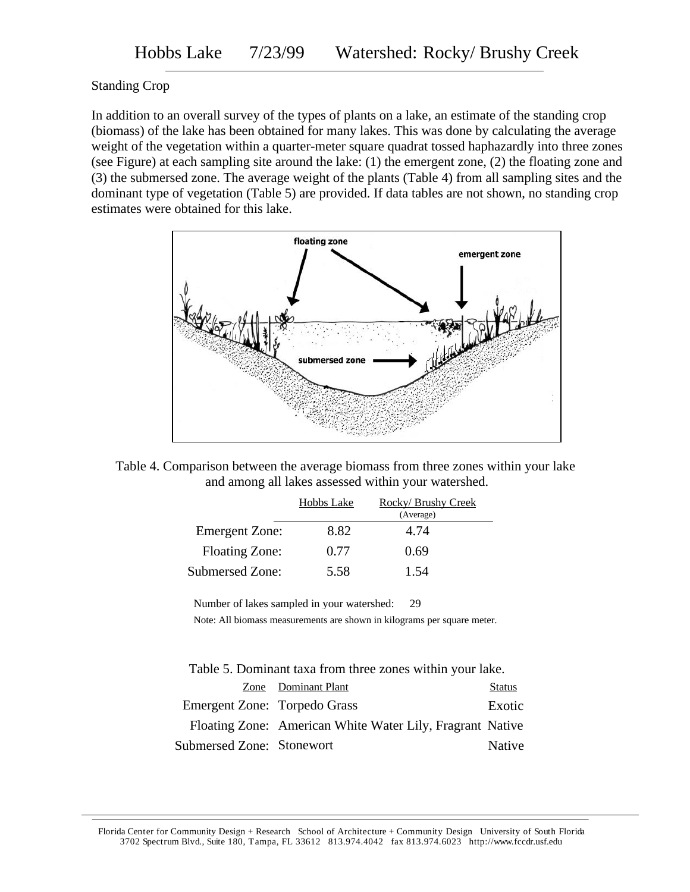# Hobbs Lake 7/23/99 Watershed: Rocky/ Brushy Creek

Standing Crop

In addition to an overall survey of the types of plants on a lake, an estimate of the standing crop (biomass) of the lake has been obtained for many lakes. This was done by calculating the average weight of the vegetation within a quarter-meter square quadrat tossed haphazardly into three zones (see Figure) at each sampling site around the lake: (1) the emergent zone, (2) the floating zone and (3) the submersed zone. The average weight of the plants (Table 4) from all sampling sites and the dominant type of vegetation (Table 5) are provided. If data tables are not shown, no standing crop estimates were obtained for this lake.

floating zone

emergent zone

submersed zone

Table 4. Comparison between the average biomass from three zones within your lake and among all lakes assessed within your watershed.

| | Hobbs Lake | Rocky/ Brushy Creek (Average) |
|---|---|---|
| Emergent Zone: | 8.82 | 4.74 |
| Floating Zone: | 0.77 | 0.69 |
| Submersed Zone: | 5.58 | 1.54 |

Number of lakes sampled in your watershed: 29

Note: All biomass measurements are shown in kilograms per square meter.

Table 5. Dominant taxa from three zones within your lake.

| Zone | Dominant Plant | Status |
|---|---|---|
| Emergent Zone: | Torpedo Grass | Exotic |
| Floating Zone: | American White Water Lily, Fragrant | Native |
| Submersed Zone: | Stonewort | Native |